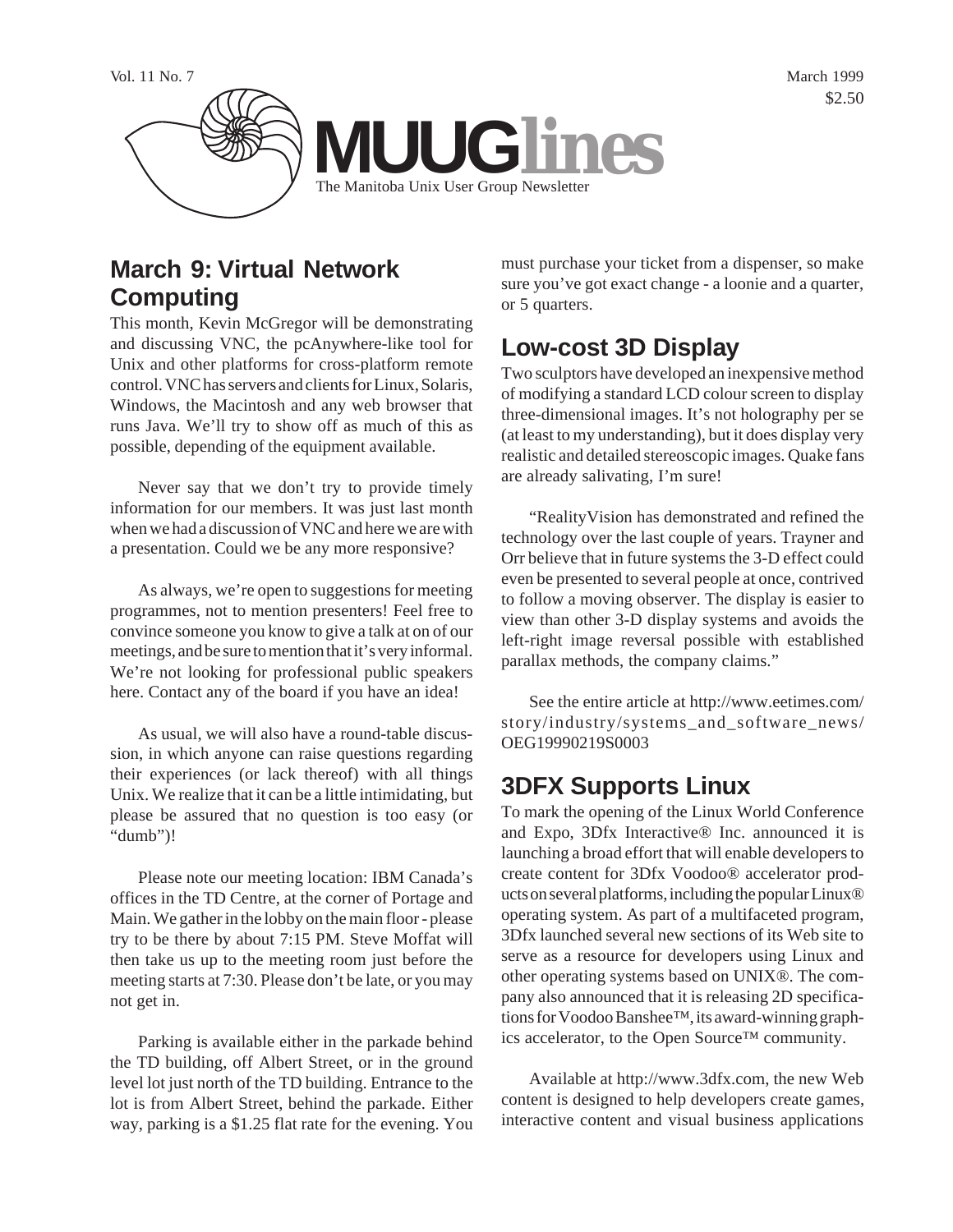Vol. 11 No. 7

March 1999

$2.50

# MUUGlines

The Manitoba Unix User Group Newsletter

## March 9: Virtual Network Computing

This month, Kevin McGregor will be demonstrating and discussing VNC, the pcAnywhere-like tool for Unix and other platforms for cross-platform remote control. VNC has servers and clients for Linux, Solaris, Windows, the Macintosh and any web browser that runs Java. We'll try to show off as much of this as possible, depending of the equipment available.

Never say that we don't try to provide timely information for our members. It was just last month when we had a discussion of VNC and here we are with a presentation. Could we be any more responsive?

As always, we're open to suggestions for meeting programmes, not to mention presenters! Feel free to convince someone you know to give a talk at on of our meetings, and be sure to mention that it's very informal. We're not looking for professional public speakers here. Contact any of the board if you have an idea!

As usual, we will also have a round-table discussion, in which anyone can raise questions regarding their experiences (or lack thereof) with all things Unix. We realize that it can be a little intimidating, but please be assured that no question is too easy (or "dumb")!

Please note our meeting location: IBM Canada's offices in the TD Centre, at the corner of Portage and Main. We gather in the lobby on the main floor - please try to be there by about 7:15 PM. Steve Moffat will then take us up to the meeting room just before the meeting starts at 7:30. Please don't be late, or you may not get in.

Parking is available either in the parkade behind the TD building, off Albert Street, or in the ground level lot just north of the TD building. Entrance to the lot is from Albert Street, behind the parkade. Either way, parking is a $1.25 flat rate for the evening. You must purchase your ticket from a dispenser, so make sure you've got exact change - a loonie and a quarter, or 5 quarters.

## Low-cost 3D Display

Two sculptors have developed an inexpensive method of modifying a standard LCD colour screen to display three-dimensional images. It's not holography per se (at least to my understanding), but it does display very realistic and detailed stereoscopic images. Quake fans are already salivating, I'm sure!

"RealityVision has demonstrated and refined the technology over the last couple of years. Trayner and Orr believe that in future systems the 3-D effect could even be presented to several people at once, contrived to follow a moving observer. The display is easier to view than other 3-D display systems and avoids the left-right image reversal possible with established parallax methods, the company claims."

See the entire article at http://www.eetimes.com/story/industry/systems_and_software_news/OEG19990219S0003

## 3DFX Supports Linux

To mark the opening of the Linux World Conference and Expo, 3Dfx Interactive® Inc. announced it is launching a broad effort that will enable developers to create content for 3Dfx Voodoo® accelerator products on several platforms, including the popular Linux® operating system. As part of a multifaceted program, 3Dfx launched several new sections of its Web site to serve as a resource for developers using Linux and other operating systems based on UNIX®. The company also announced that it is releasing 2D specifications for Voodoo Banshee™, its award-winning graphics accelerator, to the Open Source™ community.

Available at http://www.3dfx.com, the new Web content is designed to help developers create games, interactive content and visual business applications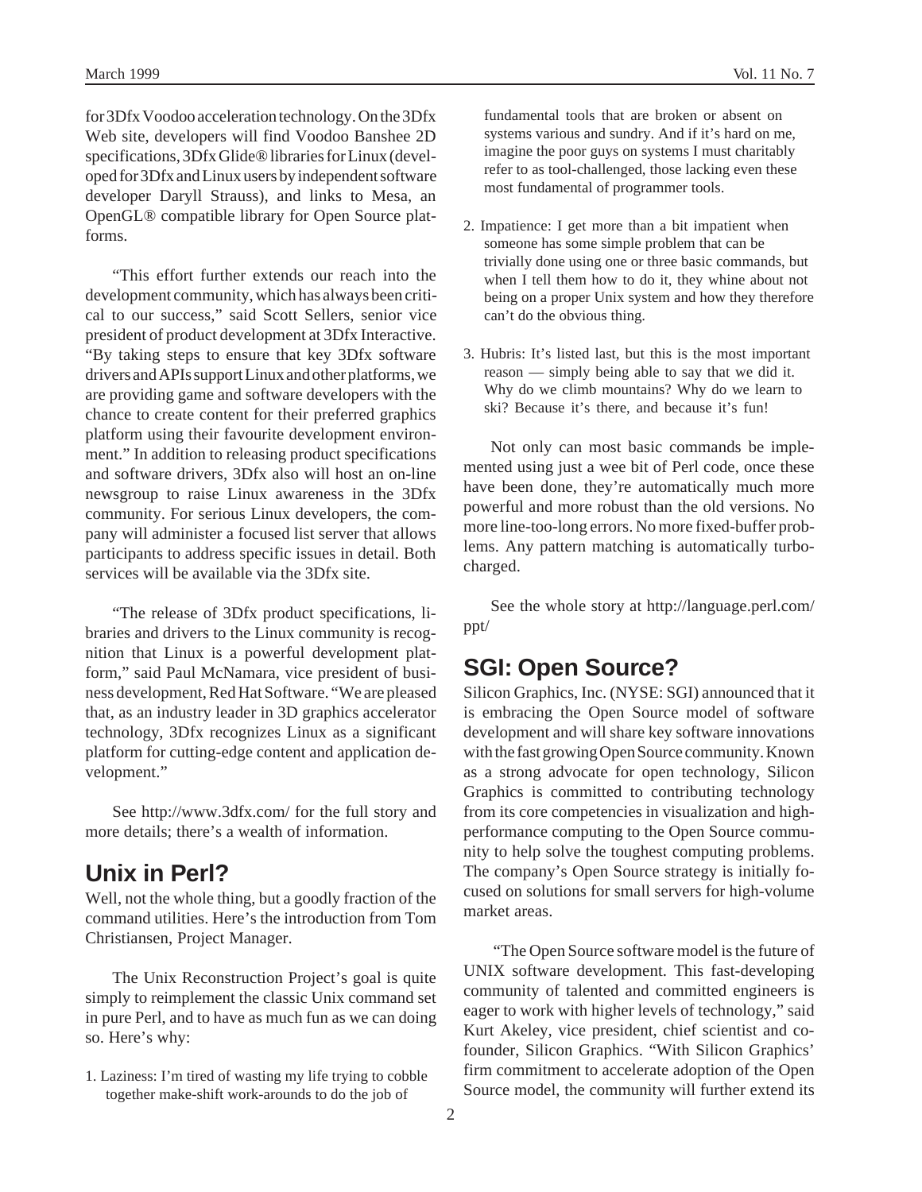for 3Dfx Voodoo acceleration technology. On the 3Dfx Web site, developers will find Voodoo Banshee 2D specifications, 3Dfx Glide® libraries for Linux (developed for 3Dfx and Linux users by independent software developer Daryll Strauss), and links to Mesa, an OpenGL® compatible library for Open Source platforms.

"This effort further extends our reach into the development community, which has always been critical to our success," said Scott Sellers, senior vice president of product development at 3Dfx Interactive. "By taking steps to ensure that key 3Dfx software drivers and APIs support Linux and other platforms, we are providing game and software developers with the chance to create content for their preferred graphics platform using their favourite development environment." In addition to releasing product specifications and software drivers, 3Dfx also will host an on-line newsgroup to raise Linux awareness in the 3Dfx community. For serious Linux developers, the company will administer a focused list server that allows participants to address specific issues in detail. Both services will be available via the 3Dfx site.

"The release of 3Dfx product specifications, libraries and drivers to the Linux community is recognition that Linux is a powerful development platform," said Paul McNamara, vice president of business development, Red Hat Software. "We are pleased that, as an industry leader in 3D graphics accelerator technology, 3Dfx recognizes Linux as a significant platform for cutting-edge content and application development."

See http://www.3dfx.com/ for the full story and more details; there's a wealth of information.

## Unix in Perl?

Well, not the whole thing, but a goodly fraction of the command utilities. Here's the introduction from Tom Christiansen, Project Manager.

The Unix Reconstruction Project's goal is quite simply to reimplement the classic Unix command set in pure Perl, and to have as much fun as we can doing so. Here's why:

1. Laziness: I'm tired of wasting my life trying to cobble together make-shift work-arounds to do the job of fundamental tools that are broken or absent on systems various and sundry. And if it's hard on me, imagine the poor guys on systems I must charitably refer to as tool-challenged, those lacking even these most fundamental of programmer tools.

2. Impatience: I get more than a bit impatient when someone has some simple problem that can be trivially done using one or three basic commands, but when I tell them how to do it, they whine about not being on a proper Unix system and how they therefore can't do the obvious thing.

3. Hubris: It's listed last, but this is the most important reason — simply being able to say that we did it. Why do we climb mountains? Why do we learn to ski? Because it's there, and because it's fun!

Not only can most basic commands be implemented using just a wee bit of Perl code, once these have been done, they're automatically much more powerful and more robust than the old versions. No more line-too-long errors. No more fixed-buffer problems. Any pattern matching is automatically turbocharged.

See the whole story at http://language.perl.com/ppt/

## SGI: Open Source?

Silicon Graphics, Inc. (NYSE: SGI) announced that it is embracing the Open Source model of software development and will share key software innovations with the fast growing Open Source community. Known as a strong advocate for open technology, Silicon Graphics is committed to contributing technology from its core competencies in visualization and high-performance computing to the Open Source community to help solve the toughest computing problems. The company's Open Source strategy is initially focused on solutions for small servers for high-volume market areas.

"The Open Source software model is the future of UNIX software development. This fast-developing community of talented and committed engineers is eager to work with higher levels of technology," said Kurt Akeley, vice president, chief scientist and co-founder, Silicon Graphics. "With Silicon Graphics' firm commitment to accelerate adoption of the Open Source model, the community will further extend its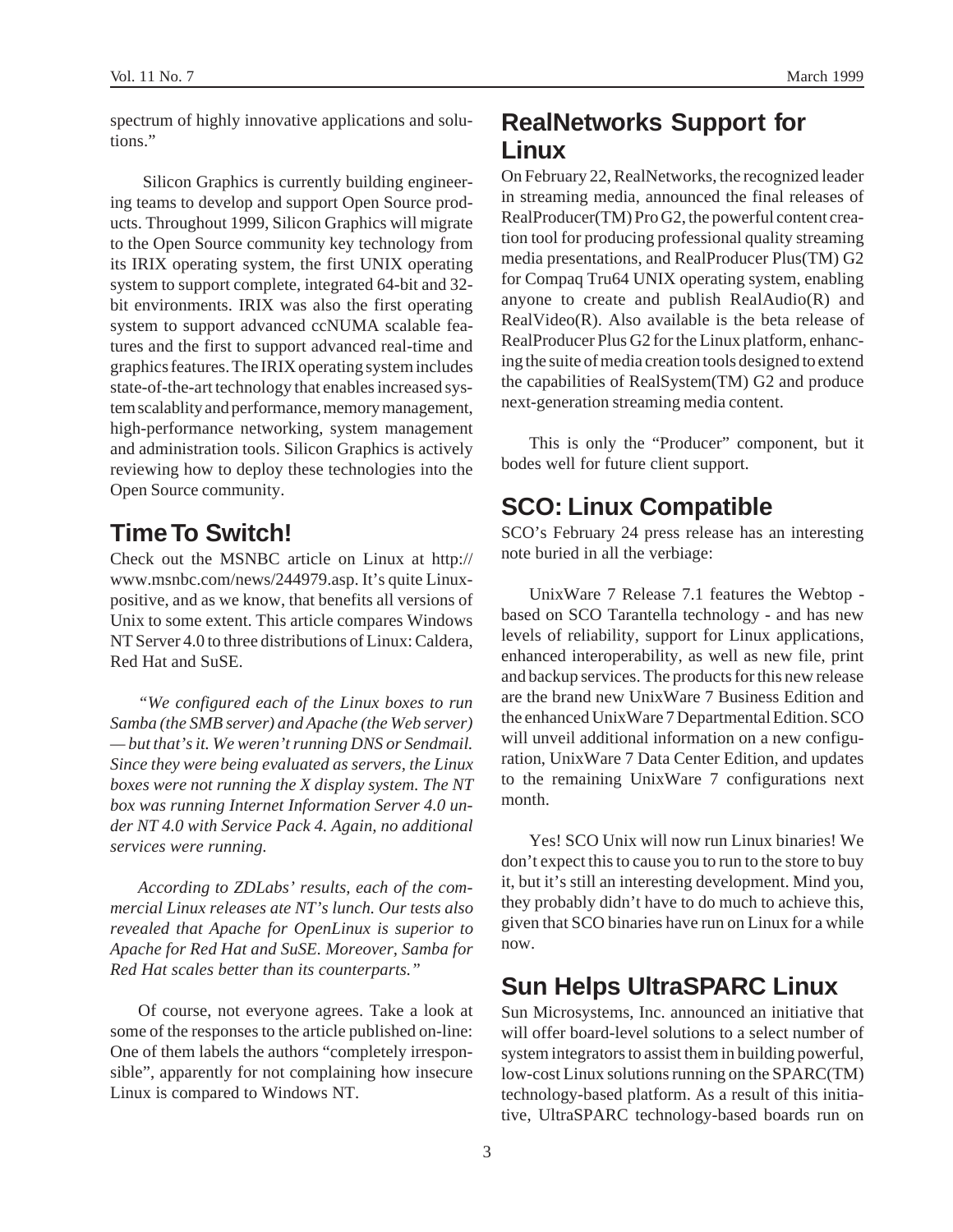spectrum of highly innovative applications and solutions."

Silicon Graphics is currently building engineering teams to develop and support Open Source products. Throughout 1999, Silicon Graphics will migrate to the Open Source community key technology from its IRIX operating system, the first UNIX operating system to support complete, integrated 64-bit and 32-bit environments. IRIX was also the first operating system to support advanced ccNUMA scalable features and the first to support advanced real-time and graphics features. The IRIX operating system includes state-of-the-art technology that enables increased system scalablity and performance, memory management, high-performance networking, system management and administration tools. Silicon Graphics is actively reviewing how to deploy these technologies into the Open Source community.

## Time To Switch!

Check out the MSNBC article on Linux at http://www.msnbc.com/news/244979.asp. It's quite Linux-positive, and as we know, that benefits all versions of Unix to some extent. This article compares Windows NT Server 4.0 to three distributions of Linux: Caldera, Red Hat and SuSE.

*"We configured each of the Linux boxes to run Samba (the SMB server) and Apache (the Web server) — but that's it. We weren't running DNS or Sendmail. Since they were being evaluated as servers, the Linux boxes were not running the X display system. The NT box was running Internet Information Server 4.0 under NT 4.0 with Service Pack 4. Again, no additional services were running.*

*According to ZDLabs' results, each of the commercial Linux releases ate NT's lunch. Our tests also revealed that Apache for OpenLinux is superior to Apache for Red Hat and SuSE. Moreover, Samba for Red Hat scales better than its counterparts."*

Of course, not everyone agrees. Take a look at some of the responses to the article published on-line: One of them labels the authors "completely irresponsible", apparently for not complaining how insecure Linux is compared to Windows NT.

## RealNetworks Support for Linux

On February 22, RealNetworks, the recognized leader in streaming media, announced the final releases of RealProducer(TM) Pro G2, the powerful content creation tool for producing professional quality streaming media presentations, and RealProducer Plus(TM) G2 for Compaq Tru64 UNIX operating system, enabling anyone to create and publish RealAudio(R) and RealVideo(R). Also available is the beta release of RealProducer Plus G2 for the Linux platform, enhancing the suite of media creation tools designed to extend the capabilities of RealSystem(TM) G2 and produce next-generation streaming media content.

This is only the "Producer" component, but it bodes well for future client support.

## SCO: Linux Compatible

SCO's February 24 press release has an interesting note buried in all the verbiage:

UnixWare 7 Release 7.1 features the Webtop - based on SCO Tarantella technology - and has new levels of reliability, support for Linux applications, enhanced interoperability, as well as new file, print and backup services. The products for this new release are the brand new UnixWare 7 Business Edition and the enhanced UnixWare 7 Departmental Edition. SCO will unveil additional information on a new configuration, UnixWare 7 Data Center Edition, and updates to the remaining UnixWare 7 configurations next month.

Yes! SCO Unix will now run Linux binaries! We don't expect this to cause you to run to the store to buy it, but it's still an interesting development. Mind you, they probably didn't have to do much to achieve this, given that SCO binaries have run on Linux for a while now.

## Sun Helps UltraSPARC Linux

Sun Microsystems, Inc. announced an initiative that will offer board-level solutions to a select number of system integrators to assist them in building powerful, low-cost Linux solutions running on the SPARC(TM) technology-based platform. As a result of this initiative, UltraSPARC technology-based boards run on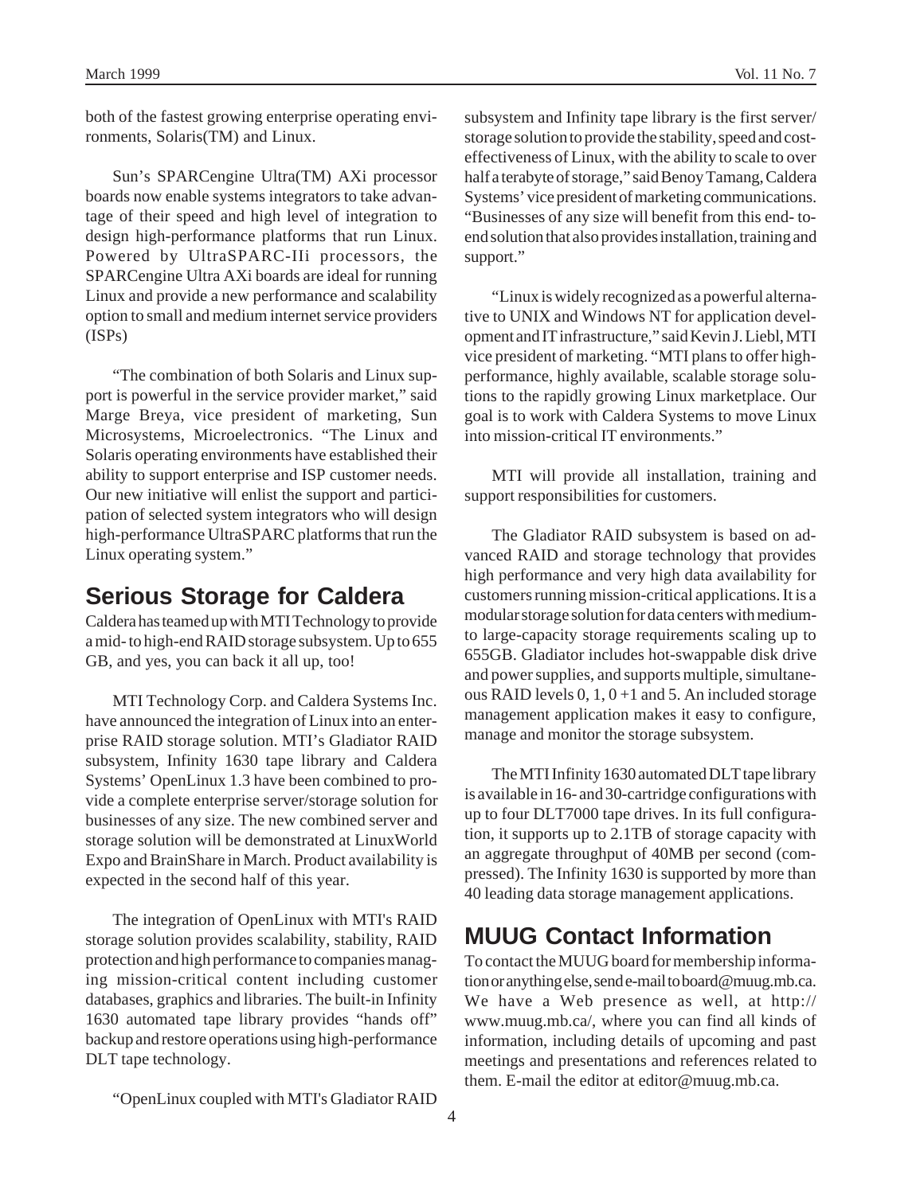both of the fastest growing enterprise operating environments, Solaris(TM) and Linux.

Sun's SPARCengine Ultra(TM) AXi processor boards now enable systems integrators to take advantage of their speed and high level of integration to design high-performance platforms that run Linux. Powered by UltraSPARC-IIi processors, the SPARCengine Ultra AXi boards are ideal for running Linux and provide a new performance and scalability option to small and medium internet service providers (ISPs)

"The combination of both Solaris and Linux support is powerful in the service provider market," said Marge Breya, vice president of marketing, Sun Microsystems, Microelectronics. "The Linux and Solaris operating environments have established their ability to support enterprise and ISP customer needs. Our new initiative will enlist the support and participation of selected system integrators who will design high-performance UltraSPARC platforms that run the Linux operating system."

## Serious Storage for Caldera

Caldera has teamed up with MTI Technology to provide a mid- to high-end RAID storage subsystem. Up to 655 GB, and yes, you can back it all up, too!

MTI Technology Corp. and Caldera Systems Inc. have announced the integration of Linux into an enterprise RAID storage solution. MTI's Gladiator RAID subsystem, Infinity 1630 tape library and Caldera Systems' OpenLinux 1.3 have been combined to provide a complete enterprise server/storage solution for businesses of any size. The new combined server and storage solution will be demonstrated at LinuxWorld Expo and BrainShare in March. Product availability is expected in the second half of this year.

The integration of OpenLinux with MTI's RAID storage solution provides scalability, stability, RAID protection and high performance to companies managing mission-critical content including customer databases, graphics and libraries. The built-in Infinity 1630 automated tape library provides "hands off" backup and restore operations using high-performance DLT tape technology.

"OpenLinux coupled with MTI's Gladiator RAID subsystem and Infinity tape library is the first server/storage solution to provide the stability, speed and cost-effectiveness of Linux, with the ability to scale to over half a terabyte of storage," said Benoy Tamang, Caldera Systems' vice president of marketing communications. "Businesses of any size will benefit from this end- to-end solution that also provides installation, training and support."

"Linux is widely recognized as a powerful alternative to UNIX and Windows NT for application development and IT infrastructure," said Kevin J. Liebl, MTI vice president of marketing. "MTI plans to offer high-performance, highly available, scalable storage solutions to the rapidly growing Linux marketplace. Our goal is to work with Caldera Systems to move Linux into mission-critical IT environments."

MTI will provide all installation, training and support responsibilities for customers.

The Gladiator RAID subsystem is based on advanced RAID and storage technology that provides high performance and very high data availability for customers running mission-critical applications. It is a modular storage solution for data centers with medium-to large-capacity storage requirements scaling up to 655GB. Gladiator includes hot-swappable disk drive and power supplies, and supports multiple, simultaneous RAID levels 0, 1, 0 +1 and 5. An included storage management application makes it easy to configure, manage and monitor the storage subsystem.

The MTI Infinity 1630 automated DLT tape library is available in 16- and 30-cartridge configurations with up to four DLT7000 tape drives. In its full configuration, it supports up to 2.1TB of storage capacity with an aggregate throughput of 40MB per second (compressed). The Infinity 1630 is supported by more than 40 leading data storage management applications.

## MUUG Contact Information

To contact the MUUG board for membership information or anything else, send e-mail to board@muug.mb.ca. We have a Web presence as well, at http://www.muug.mb.ca/, where you can find all kinds of information, including details of upcoming and past meetings and presentations and references related to them. E-mail the editor at editor@muug.mb.ca.